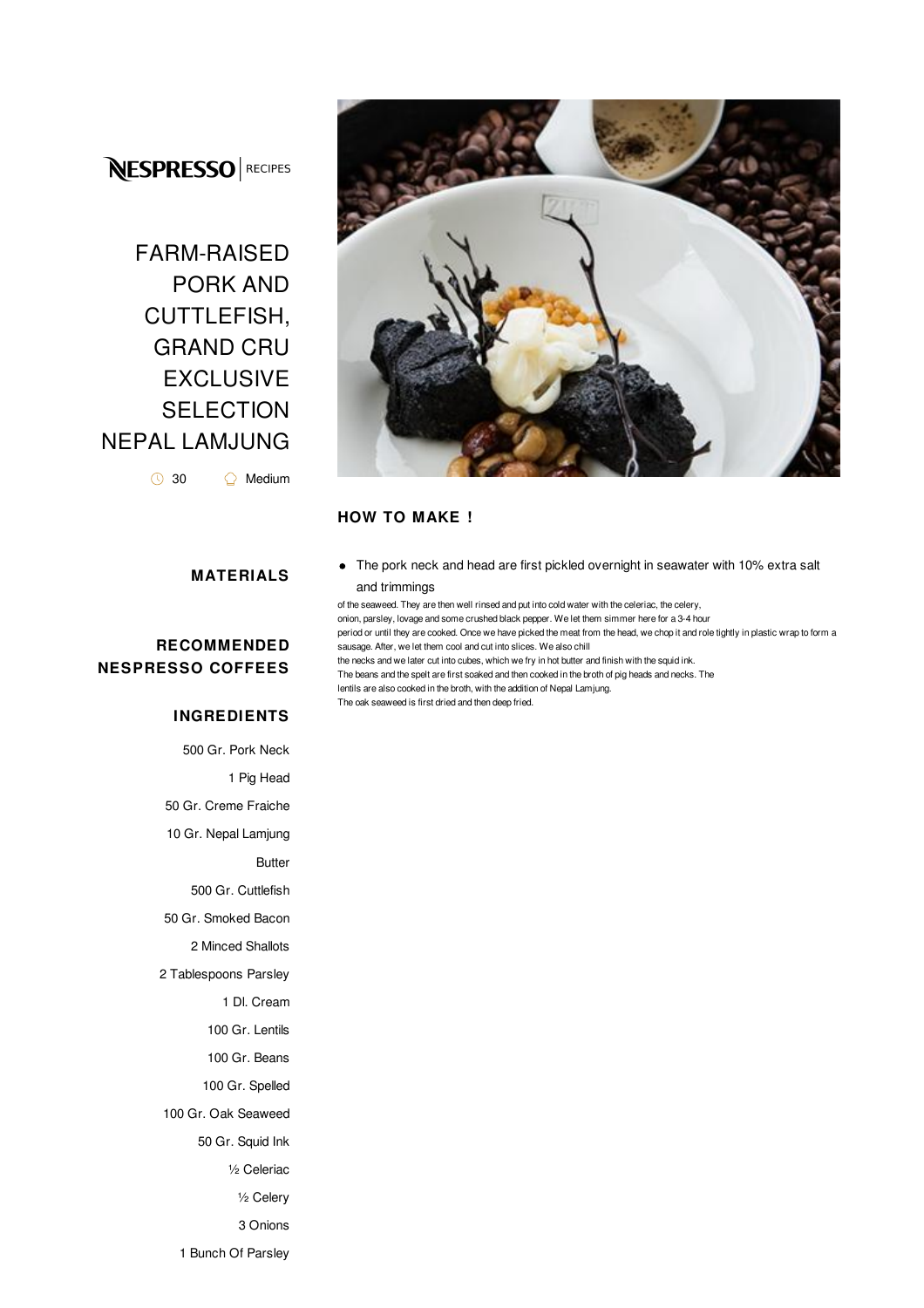NESPRESSO | RECIPES

# FARM-RAISED PORK AND CUTTLEFISH, GRAND CRU EXCLUSIVE SELECTION NEPAL LAMJUNG

30 Medium

## MATERIALS

## RECOMMENDED NESPRESSO COFFEES

## INGREDIENTS

500 Gr. Pork Neck

1 Pig Head

50 Gr. Creme Fraiche

10 Gr. Nepal Lamjung

Butter

500 Gr. Cuttlefish

50 Gr. Smoked Bacon

2 Minced Shallots

2 Tablespoons Parsley

1 Dl. Cream

100 Gr. Lentils

100 Gr. Beans

100 Gr. Spelled

100 Gr. Oak Seaweed

50 Gr. Squid Ink

½ Celeriac

½ Celery

3 Onions

1 Bunch Of Parsley

## HOW TO MAKE !

- The pork neck and head are first pickled overnight in seawater with 10% extra salt and trimmings

of the seaweed. They are then well rinsed and put into cold water with the celeriac, the celery, onion, parsley, lovage and some crushed black pepper. We let them simmer here for a 3-4 hour period or until they are cooked. Once we have picked the meat from the head, we chop it and role tightly in plastic wrap to form a sausage. After, we let them cool and cut into slices. We also chill the necks and we later cut into cubes, which we fry in hot butter and finish with the squid ink. The beans and the spelt are first soaked and then cooked in the broth of pig heads and necks. The lentils are also cooked in the broth, with the addition of Nepal Lamjung. The oak seaweed is first dried and then deep fried.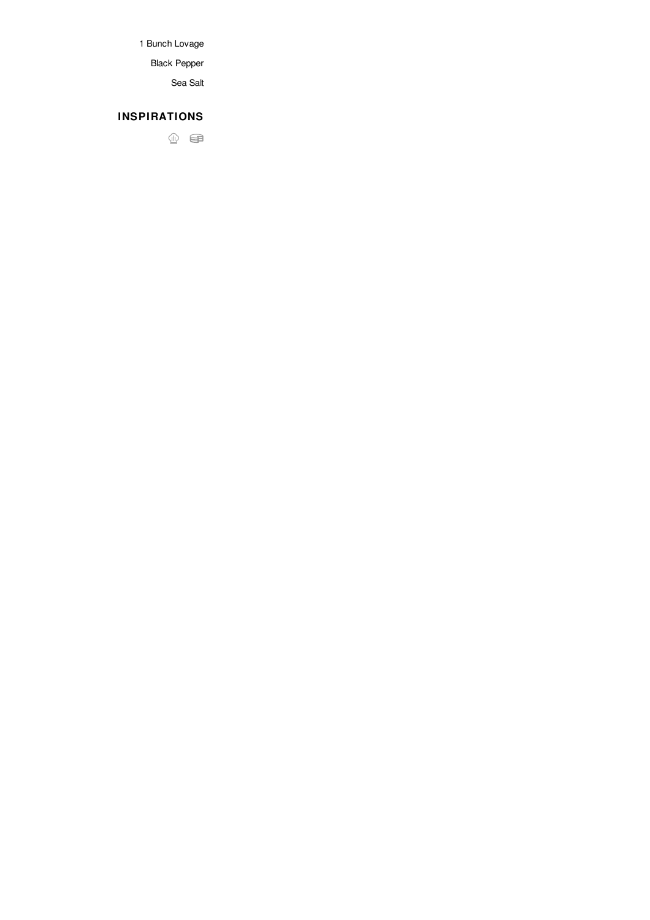1 Bunch Lovage

Black Pepper

Sea Salt

## INSPIRATIONS